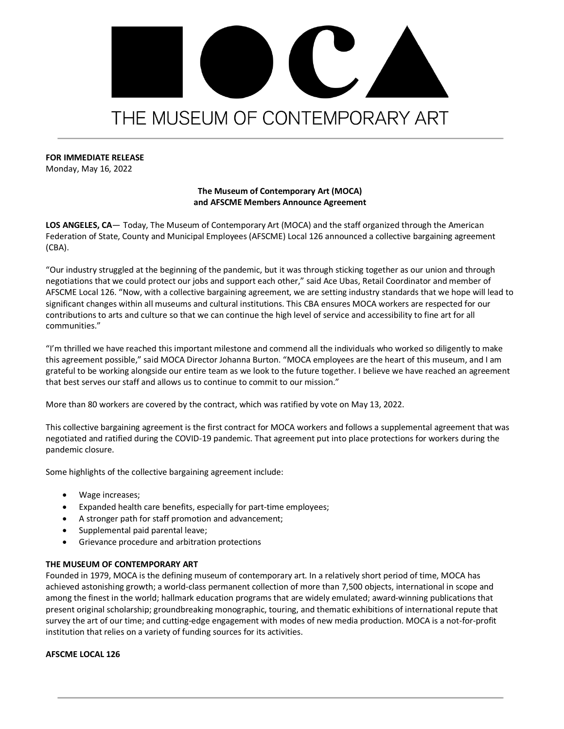# MOCA

THE MUSEUM OF CONTEMPORARY ART

**FOR IMMEDIATE RELEASE**
Monday, May 16, 2022

**The Museum of Contemporary Art (MOCA) and AFSCME Members Announce Agreement**

**LOS ANGELES, CA**— Today, The Museum of Contemporary Art (MOCA) and the staff organized through the American Federation of State, County and Municipal Employees (AFSCME) Local 126 announced a collective bargaining agreement (CBA).

"Our industry struggled at the beginning of the pandemic, but it was through sticking together as our union and through negotiations that we could protect our jobs and support each other," said Ace Ubas, Retail Coordinator and member of AFSCME Local 126. "Now, with a collective bargaining agreement, we are setting industry standards that we hope will lead to significant changes within all museums and cultural institutions. This CBA ensures MOCA workers are respected for our contributions to arts and culture so that we can continue the high level of service and accessibility to fine art for all communities."

"I'm thrilled we have reached this important milestone and commend all the individuals who worked so diligently to make this agreement possible," said MOCA Director Johanna Burton. "MOCA employees are the heart of this museum, and I am grateful to be working alongside our entire team as we look to the future together. I believe we have reached an agreement that best serves our staff and allows us to continue to commit to our mission."

More than 80 workers are covered by the contract, which was ratified by vote on May 13, 2022.

This collective bargaining agreement is the first contract for MOCA workers and follows a supplemental agreement that was negotiated and ratified during the COVID-19 pandemic. That agreement put into place protections for workers during the pandemic closure.

Some highlights of the collective bargaining agreement include:

- Wage increases;
- Expanded health care benefits, especially for part-time employees;
- A stronger path for staff promotion and advancement;
- Supplemental paid parental leave;
- Grievance procedure and arbitration protections

**THE MUSEUM OF CONTEMPORARY ART**
Founded in 1979, MOCA is the defining museum of contemporary art. In a relatively short period of time, MOCA has achieved astonishing growth; a world-class permanent collection of more than 7,500 objects, international in scope and among the finest in the world; hallmark education programs that are widely emulated; award-winning publications that present original scholarship; groundbreaking monographic, touring, and thematic exhibitions of international repute that survey the art of our time; and cutting-edge engagement with modes of new media production. MOCA is a not-for-profit institution that relies on a variety of funding sources for its activities.

**AFSCME LOCAL 126**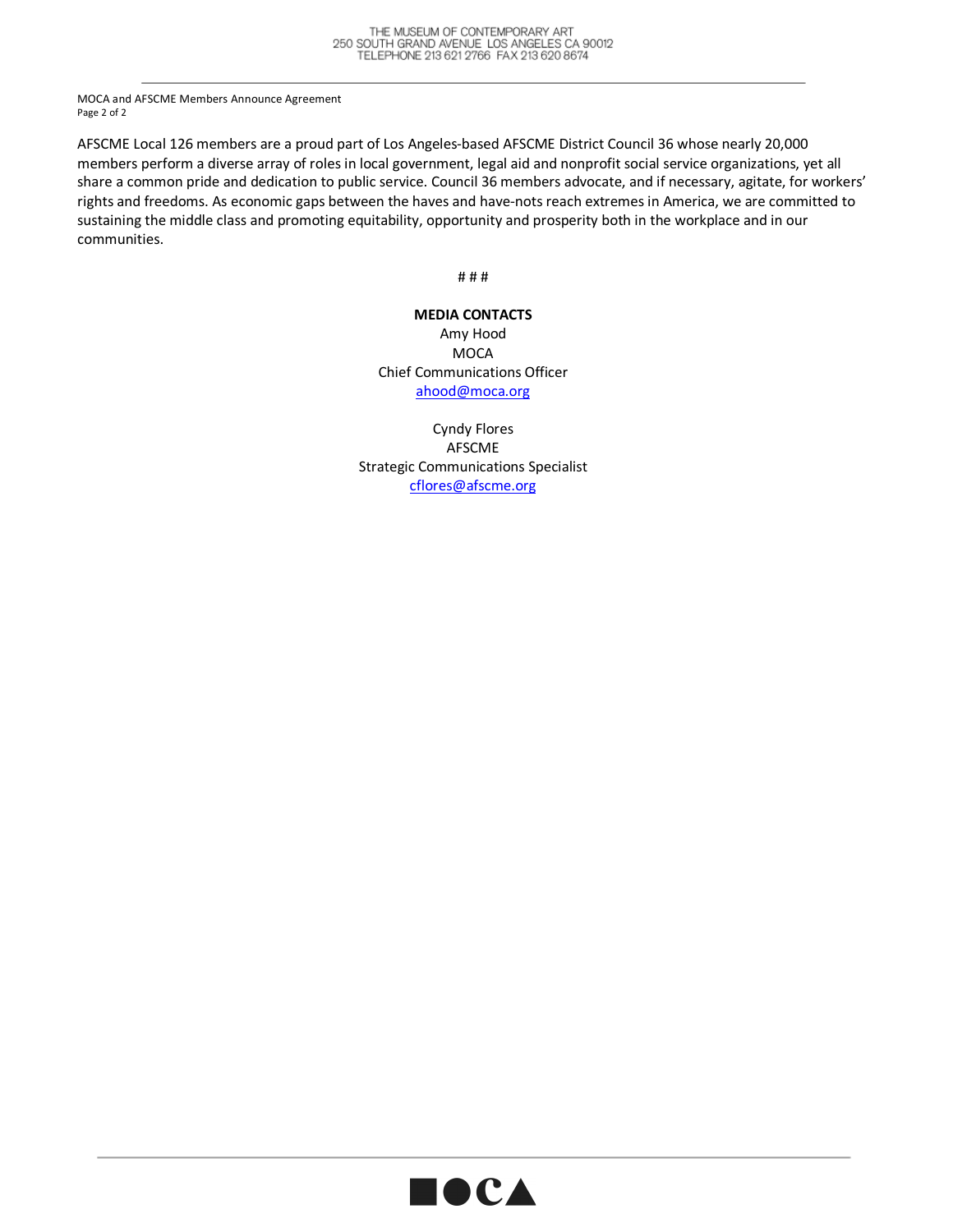AFSCME Local 126 members are a proud part of Los Angeles-based AFSCME District Council 36 whose nearly 20,000 members perform a diverse array of roles in local government, legal aid and nonprofit social service organizations, yet all share a common pride and dedication to public service. Council 36 members advocate, and if necessary, agitate, for workers' rights and freedoms. As economic gaps between the haves and have-nots reach extremes in America, we are committed to sustaining the middle class and promoting equitability, opportunity and prosperity both in the workplace and in our communities.

# # #

**MEDIA CONTACTS**

Amy Hood
MOCA
Chief Communications Officer
ahood@moca.org

Cyndy Flores
AFSCME
Strategic Communications Specialist
cflores@afscme.org